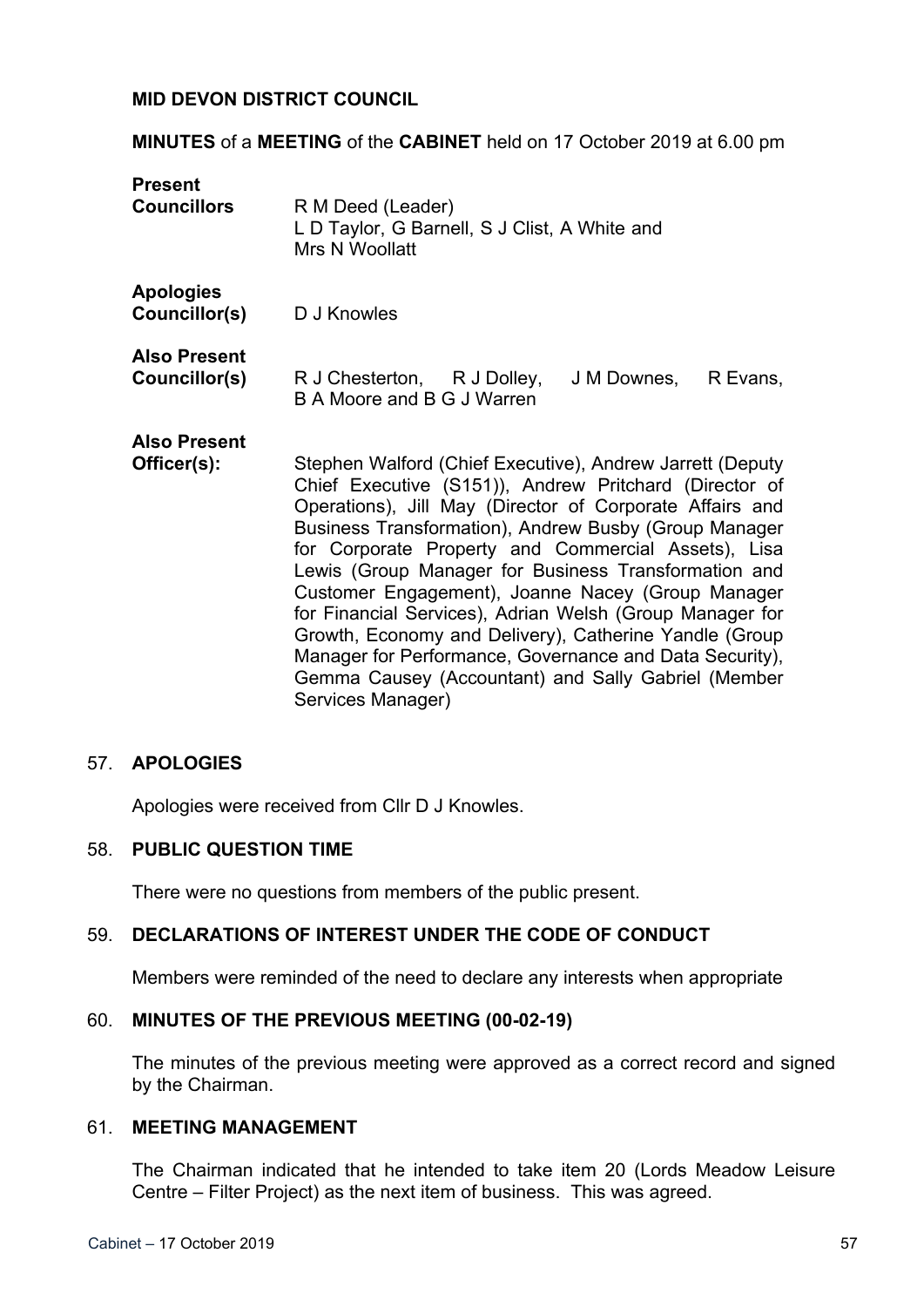**MID DEVON DISTRICT COUNCIL**

**MINUTES** of a **MEETING** of the **CABINET** held on 17 October 2019 at 6.00 pm

| | |
|---|---|
| **Present Councillors** | R M Deed (Leader) L D Taylor, G Barnell, S J Clist, A White and Mrs N Woollatt |
| **Apologies Councillor(s)** | D J Knowles |
| **Also Present Councillor(s)** | R J Chesterton, R J Dolley, J M Downes, R Evans, B A Moore and B G J Warren |
| **Also Present Officer(s):** | Stephen Walford (Chief Executive), Andrew Jarrett (Deputy Chief Executive (S151)), Andrew Pritchard (Director of Operations), Jill May (Director of Corporate Affairs and Business Transformation), Andrew Busby (Group Manager for Corporate Property and Commercial Assets), Lisa Lewis (Group Manager for Business Transformation and Customer Engagement), Joanne Nacey (Group Manager for Financial Services), Adrian Welsh (Group Manager for Growth, Economy and Delivery), Catherine Yandle (Group Manager for Performance, Governance and Data Security), Gemma Causey (Accountant) and Sally Gabriel (Member Services Manager) |

57. **APOLOGIES**

Apologies were received from Cllr D J Knowles.

58. **PUBLIC QUESTION TIME**

There were no questions from members of the public present.

59. **DECLARATIONS OF INTEREST UNDER THE CODE OF CONDUCT**

Members were reminded of the need to declare any interests when appropriate

60. **MINUTES OF THE PREVIOUS MEETING (00-02-19)**

The minutes of the previous meeting were approved as a correct record and signed by the Chairman.

61. **MEETING MANAGEMENT**

The Chairman indicated that he intended to take item 20 (Lords Meadow Leisure Centre – Filter Project) as the next item of business. This was agreed.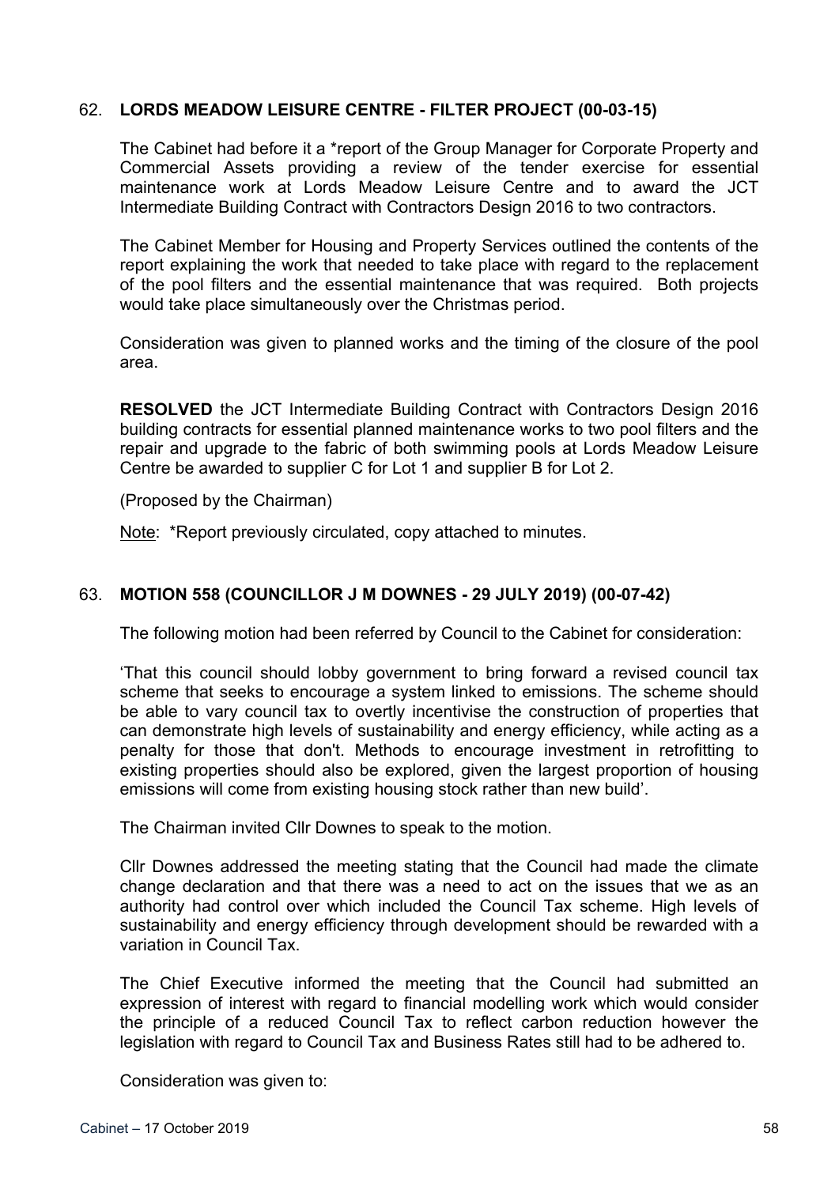## 62. LORDS MEADOW LEISURE CENTRE - FILTER PROJECT (00-03-15)

The Cabinet had before it a *report of the Group Manager for Corporate Property and Commercial Assets providing a review of the tender exercise for essential maintenance work at Lords Meadow Leisure Centre and to award the JCT Intermediate Building Contract with Contractors Design 2016 to two contractors.

The Cabinet Member for Housing and Property Services outlined the contents of the report explaining the work that needed to take place with regard to the replacement of the pool filters and the essential maintenance that was required. Both projects would take place simultaneously over the Christmas period.

Consideration was given to planned works and the timing of the closure of the pool area.

**RESOLVED** the JCT Intermediate Building Contract with Contractors Design 2016 building contracts for essential planned maintenance works to two pool filters and the repair and upgrade to the fabric of both swimming pools at Lords Meadow Leisure Centre be awarded to supplier C for Lot 1 and supplier B for Lot 2.

(Proposed by the Chairman)

Note: *Report previously circulated, copy attached to minutes.

## 63. MOTION 558 (COUNCILLOR J M DOWNES - 29 JULY 2019) (00-07-42)

The following motion had been referred by Council to the Cabinet for consideration:

'That this council should lobby government to bring forward a revised council tax scheme that seeks to encourage a system linked to emissions. The scheme should be able to vary council tax to overtly incentivise the construction of properties that can demonstrate high levels of sustainability and energy efficiency, while acting as a penalty for those that don't. Methods to encourage investment in retrofitting to existing properties should also be explored, given the largest proportion of housing emissions will come from existing housing stock rather than new build'.

The Chairman invited Cllr Downes to speak to the motion.

Cllr Downes addressed the meeting stating that the Council had made the climate change declaration and that there was a need to act on the issues that we as an authority had control over which included the Council Tax scheme. High levels of sustainability and energy efficiency through development should be rewarded with a variation in Council Tax.

The Chief Executive informed the meeting that the Council had submitted an expression of interest with regard to financial modelling work which would consider the principle of a reduced Council Tax to reflect carbon reduction however the legislation with regard to Council Tax and Business Rates still had to be adhered to.

Consideration was given to: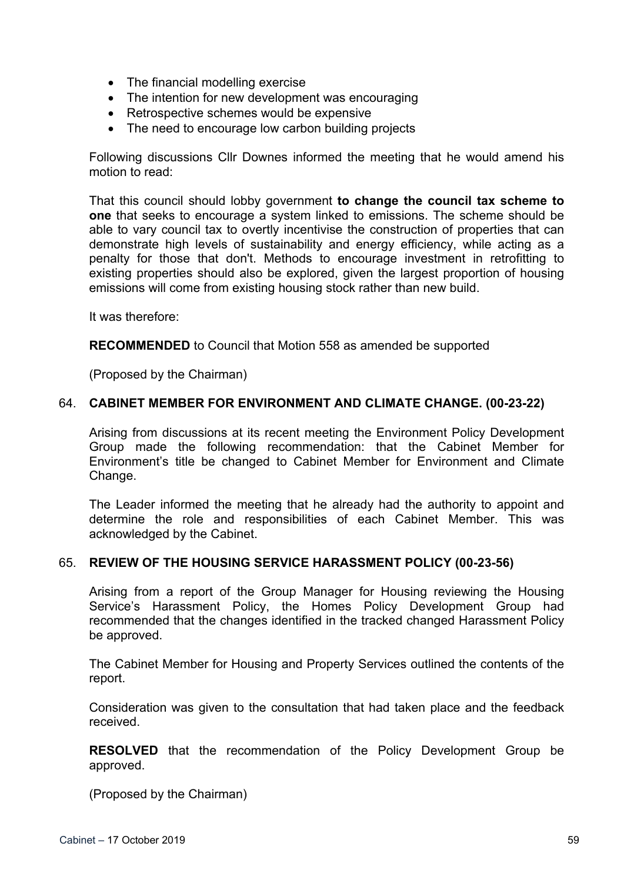- The financial modelling exercise
- The intention for new development was encouraging
- Retrospective schemes would be expensive
- The need to encourage low carbon building projects

Following discussions Cllr Downes informed the meeting that he would amend his motion to read:

That this council should lobby government **to change the council tax scheme to one** that seeks to encourage a system linked to emissions. The scheme should be able to vary council tax to overtly incentivise the construction of properties that can demonstrate high levels of sustainability and energy efficiency, while acting as a penalty for those that don't. Methods to encourage investment in retrofitting to existing properties should also be explored, given the largest proportion of housing emissions will come from existing housing stock rather than new build.

It was therefore:

**RECOMMENDED** to Council that Motion 558 as amended be supported

(Proposed by the Chairman)

## 64. CABINET MEMBER FOR ENVIRONMENT AND CLIMATE CHANGE. (00-23-22)

Arising from discussions at its recent meeting the Environment Policy Development Group made the following recommendation: that the Cabinet Member for Environment's title be changed to Cabinet Member for Environment and Climate Change.

The Leader informed the meeting that he already had the authority to appoint and determine the role and responsibilities of each Cabinet Member. This was acknowledged by the Cabinet.

## 65. REVIEW OF THE HOUSING SERVICE HARASSMENT POLICY (00-23-56)

Arising from a report of the Group Manager for Housing reviewing the Housing Service's Harassment Policy, the Homes Policy Development Group had recommended that the changes identified in the tracked changed Harassment Policy be approved.

The Cabinet Member for Housing and Property Services outlined the contents of the report.

Consideration was given to the consultation that had taken place and the feedback received.

**RESOLVED** that the recommendation of the Policy Development Group be approved.

(Proposed by the Chairman)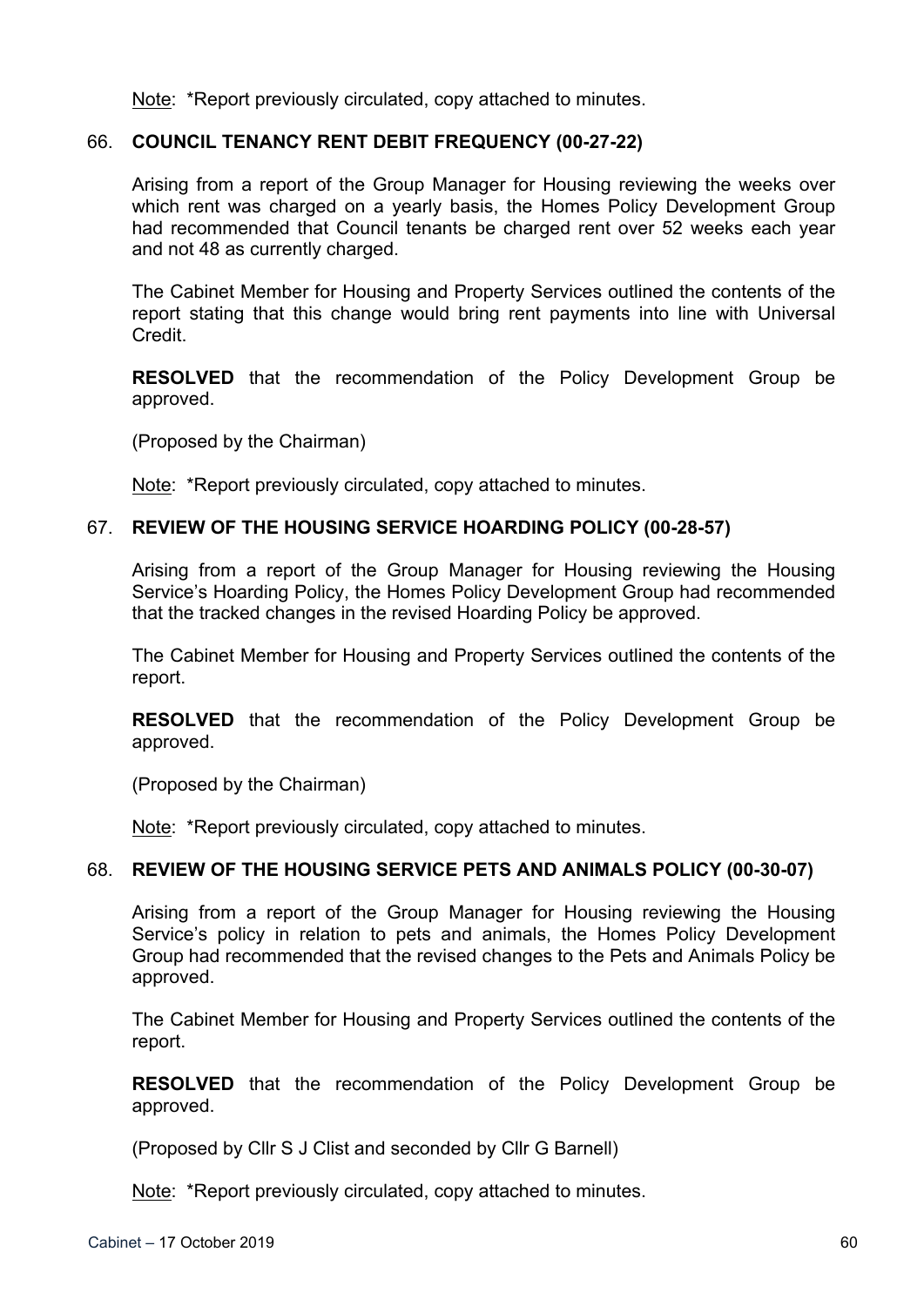Note: *Report previously circulated, copy attached to minutes.

### 66. COUNCIL TENANCY RENT DEBIT FREQUENCY (00-27-22)

Arising from a report of the Group Manager for Housing reviewing the weeks over which rent was charged on a yearly basis, the Homes Policy Development Group had recommended that Council tenants be charged rent over 52 weeks each year and not 48 as currently charged.

The Cabinet Member for Housing and Property Services outlined the contents of the report stating that this change would bring rent payments into line with Universal Credit.

**RESOLVED** that the recommendation of the Policy Development Group be approved.

(Proposed by the Chairman)

Note: *Report previously circulated, copy attached to minutes.

### 67. REVIEW OF THE HOUSING SERVICE HOARDING POLICY (00-28-57)

Arising from a report of the Group Manager for Housing reviewing the Housing Service's Hoarding Policy, the Homes Policy Development Group had recommended that the tracked changes in the revised Hoarding Policy be approved.

The Cabinet Member for Housing and Property Services outlined the contents of the report.

**RESOLVED** that the recommendation of the Policy Development Group be approved.

(Proposed by the Chairman)

Note: *Report previously circulated, copy attached to minutes.

### 68. REVIEW OF THE HOUSING SERVICE PETS AND ANIMALS POLICY (00-30-07)

Arising from a report of the Group Manager for Housing reviewing the Housing Service's policy in relation to pets and animals, the Homes Policy Development Group had recommended that the revised changes to the Pets and Animals Policy be approved.

The Cabinet Member for Housing and Property Services outlined the contents of the report.

**RESOLVED** that the recommendation of the Policy Development Group be approved.

(Proposed by Cllr S J Clist and seconded by Cllr G Barnell)

Note: *Report previously circulated, copy attached to minutes.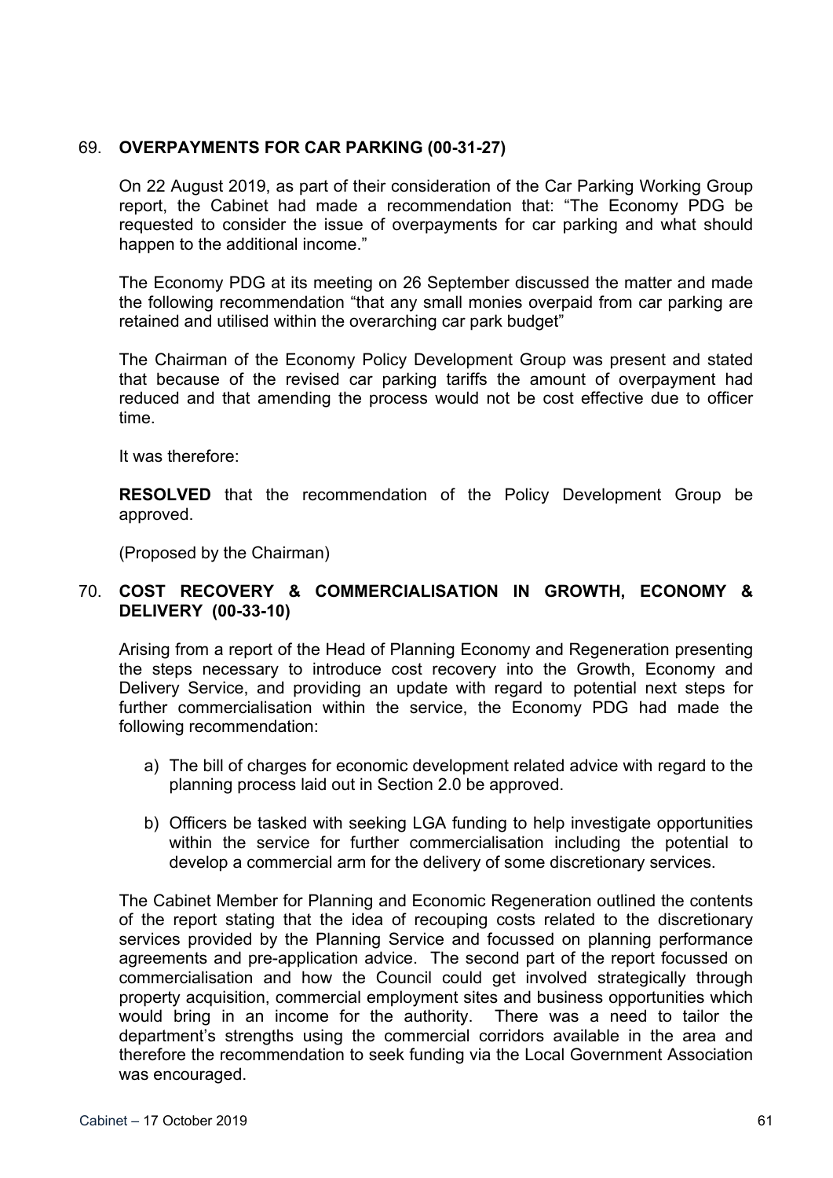## 69. OVERPAYMENTS FOR CAR PARKING (00-31-27)

On 22 August 2019, as part of their consideration of the Car Parking Working Group report, the Cabinet had made a recommendation that: "The Economy PDG be requested to consider the issue of overpayments for car parking and what should happen to the additional income."

The Economy PDG at its meeting on 26 September discussed the matter and made the following recommendation "that any small monies overpaid from car parking are retained and utilised within the overarching car park budget"

The Chairman of the Economy Policy Development Group was present and stated that because of the revised car parking tariffs the amount of overpayment had reduced and that amending the process would not be cost effective due to officer time.

It was therefore:

**RESOLVED** that the recommendation of the Policy Development Group be approved.

(Proposed by the Chairman)

## 70. COST RECOVERY & COMMERCIALISATION IN GROWTH, ECONOMY & DELIVERY (00-33-10)

Arising from a report of the Head of Planning Economy and Regeneration presenting the steps necessary to introduce cost recovery into the Growth, Economy and Delivery Service, and providing an update with regard to potential next steps for further commercialisation within the service, the Economy PDG had made the following recommendation:

a) The bill of charges for economic development related advice with regard to the planning process laid out in Section 2.0 be approved.

b) Officers be tasked with seeking LGA funding to help investigate opportunities within the service for further commercialisation including the potential to develop a commercial arm for the delivery of some discretionary services.

The Cabinet Member for Planning and Economic Regeneration outlined the contents of the report stating that the idea of recouping costs related to the discretionary services provided by the Planning Service and focussed on planning performance agreements and pre-application advice. The second part of the report focussed on commercialisation and how the Council could get involved strategically through property acquisition, commercial employment sites and business opportunities which would bring in an income for the authority. There was a need to tailor the department's strengths using the commercial corridors available in the area and therefore the recommendation to seek funding via the Local Government Association was encouraged.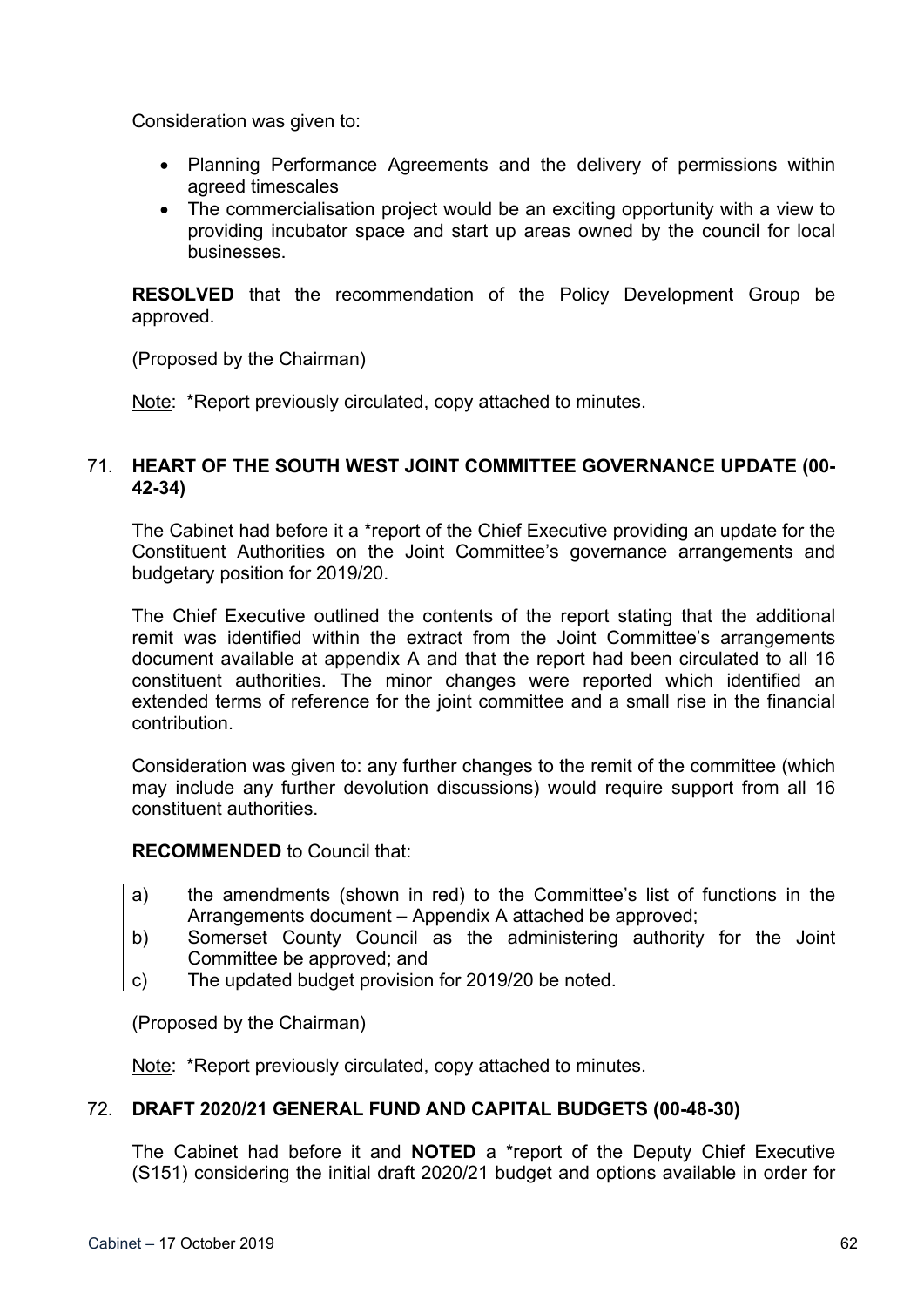Consideration was given to:

- Planning Performance Agreements and the delivery of permissions within agreed timescales
- The commercialisation project would be an exciting opportunity with a view to providing incubator space and start up areas owned by the council for local businesses.

**RESOLVED** that the recommendation of the Policy Development Group be approved.

(Proposed by the Chairman)

Note: *Report previously circulated, copy attached to minutes.

## 71. HEART OF THE SOUTH WEST JOINT COMMITTEE GOVERNANCE UPDATE (00-42-34)

The Cabinet had before it a *report of the Chief Executive providing an update for the Constituent Authorities on the Joint Committee's governance arrangements and budgetary position for 2019/20.

The Chief Executive outlined the contents of the report stating that the additional remit was identified within the extract from the Joint Committee's arrangements document available at appendix A and that the report had been circulated to all 16 constituent authorities. The minor changes were reported which identified an extended terms of reference for the joint committee and a small rise in the financial contribution.

Consideration was given to: any further changes to the remit of the committee (which may include any further devolution discussions) would require support from all 16 constituent authorities.

**RECOMMENDED** to Council that:

a) the amendments (shown in red) to the Committee's list of functions in the Arrangements document – Appendix A attached be approved;
b) Somerset County Council as the administering authority for the Joint Committee be approved; and
c) The updated budget provision for 2019/20 be noted.

(Proposed by the Chairman)

Note: *Report previously circulated, copy attached to minutes.

## 72. DRAFT 2020/21 GENERAL FUND AND CAPITAL BUDGETS (00-48-30)

The Cabinet had before it and **NOTED** a *report of the Deputy Chief Executive (S151) considering the initial draft 2020/21 budget and options available in order for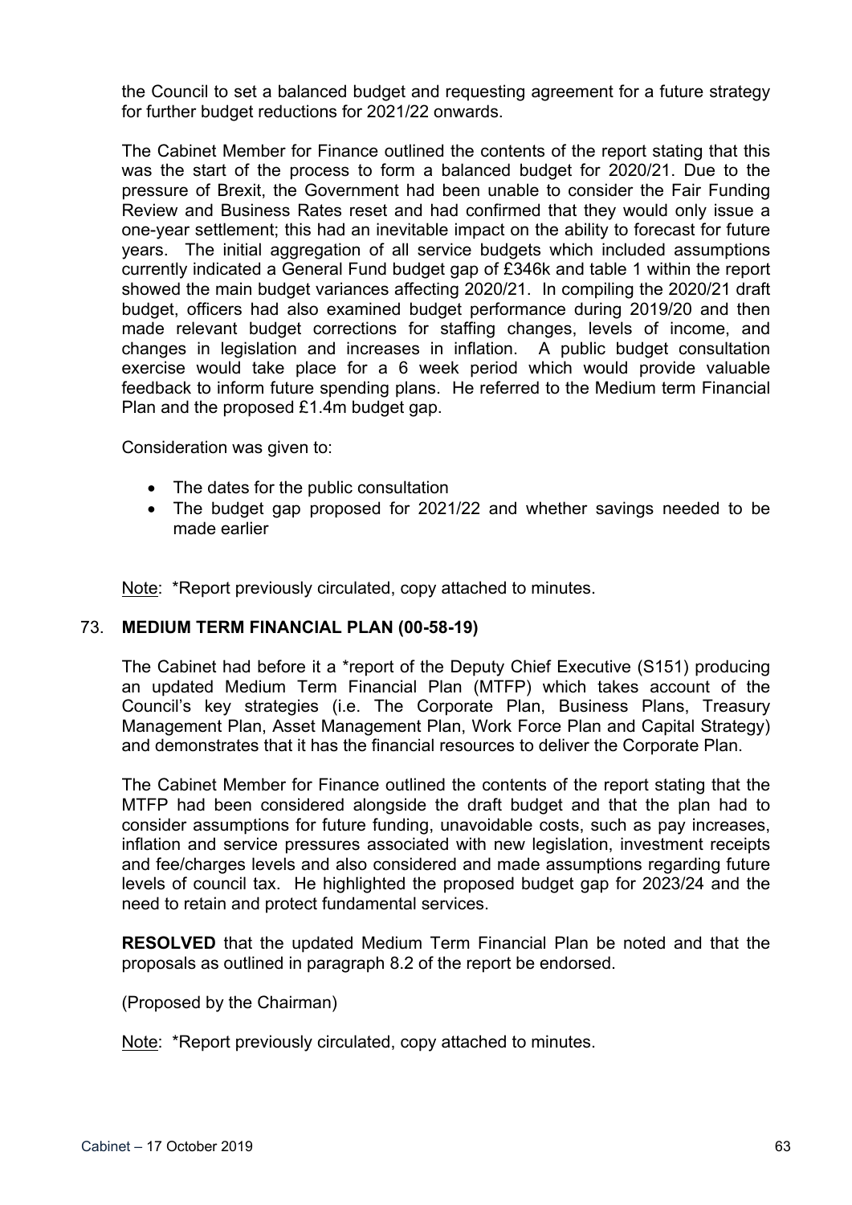the Council to set a balanced budget and requesting agreement for a future strategy for further budget reductions for 2021/22 onwards.

The Cabinet Member for Finance outlined the contents of the report stating that this was the start of the process to form a balanced budget for 2020/21. Due to the pressure of Brexit, the Government had been unable to consider the Fair Funding Review and Business Rates reset and had confirmed that they would only issue a one-year settlement; this had an inevitable impact on the ability to forecast for future years. The initial aggregation of all service budgets which included assumptions currently indicated a General Fund budget gap of £346k and table 1 within the report showed the main budget variances affecting 2020/21. In compiling the 2020/21 draft budget, officers had also examined budget performance during 2019/20 and then made relevant budget corrections for staffing changes, levels of income, and changes in legislation and increases in inflation. A public budget consultation exercise would take place for a 6 week period which would provide valuable feedback to inform future spending plans. He referred to the Medium term Financial Plan and the proposed £1.4m budget gap.

Consideration was given to:

- The dates for the public consultation
- The budget gap proposed for 2021/22 and whether savings needed to be made earlier

Note: *Report previously circulated, copy attached to minutes.

### 73. MEDIUM TERM FINANCIAL PLAN (00-58-19)

The Cabinet had before it a *report of the Deputy Chief Executive (S151) producing an updated Medium Term Financial Plan (MTFP) which takes account of the Council's key strategies (i.e. The Corporate Plan, Business Plans, Treasury Management Plan, Asset Management Plan, Work Force Plan and Capital Strategy) and demonstrates that it has the financial resources to deliver the Corporate Plan.

The Cabinet Member for Finance outlined the contents of the report stating that the MTFP had been considered alongside the draft budget and that the plan had to consider assumptions for future funding, unavoidable costs, such as pay increases, inflation and service pressures associated with new legislation, investment receipts and fee/charges levels and also considered and made assumptions regarding future levels of council tax. He highlighted the proposed budget gap for 2023/24 and the need to retain and protect fundamental services.

**RESOLVED** that the updated Medium Term Financial Plan be noted and that the proposals as outlined in paragraph 8.2 of the report be endorsed.

(Proposed by the Chairman)

Note: *Report previously circulated, copy attached to minutes.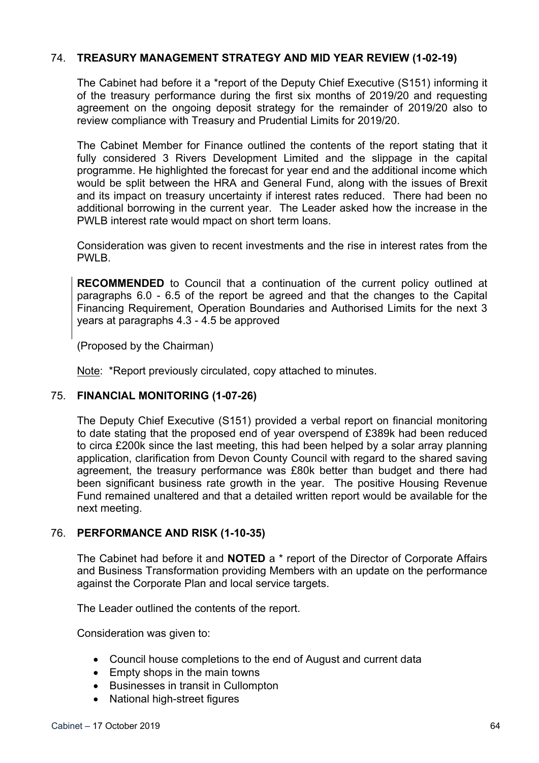### 74. **TREASURY MANAGEMENT STRATEGY AND MID YEAR REVIEW (1-02-19)**

The Cabinet had before it a *report of the Deputy Chief Executive (S151) informing it of the treasury performance during the first six months of 2019/20 and requesting agreement on the ongoing deposit strategy for the remainder of 2019/20 also to review compliance with Treasury and Prudential Limits for 2019/20.

The Cabinet Member for Finance outlined the contents of the report stating that it fully considered 3 Rivers Development Limited and the slippage in the capital programme. He highlighted the forecast for year end and the additional income which would be split between the HRA and General Fund, along with the issues of Brexit and its impact on treasury uncertainty if interest rates reduced. There had been no additional borrowing in the current year. The Leader asked how the increase in the PWLB interest rate would mpact on short term loans.

Consideration was given to recent investments and the rise in interest rates from the PWLB.

**RECOMMENDED** to Council that a continuation of the current policy outlined at paragraphs 6.0 - 6.5 of the report be agreed and that the changes to the Capital Financing Requirement, Operation Boundaries and Authorised Limits for the next 3 years at paragraphs 4.3 - 4.5 be approved

(Proposed by the Chairman)

Note: *Report previously circulated, copy attached to minutes.

### 75. **FINANCIAL MONITORING (1-07-26)**

The Deputy Chief Executive (S151) provided a verbal report on financial monitoring to date stating that the proposed end of year overspend of £389k had been reduced to circa £200k since the last meeting, this had been helped by a solar array planning application, clarification from Devon County Council with regard to the shared saving agreement, the treasury performance was £80k better than budget and there had been significant business rate growth in the year. The positive Housing Revenue Fund remained unaltered and that a detailed written report would be available for the next meeting.

### 76. **PERFORMANCE AND RISK (1-10-35)**

The Cabinet had before it and **NOTED** a * report of the Director of Corporate Affairs and Business Transformation providing Members with an update on the performance against the Corporate Plan and local service targets.

The Leader outlined the contents of the report.

Consideration was given to:

- Council house completions to the end of August and current data
- Empty shops in the main towns
- Businesses in transit in Cullompton
- National high-street figures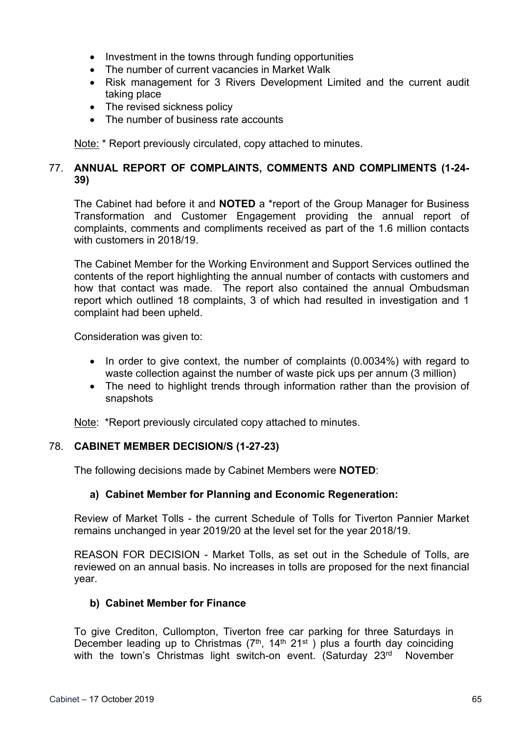- Investment in the towns through funding opportunities
- The number of current vacancies in Market Walk
- Risk management for 3 Rivers Development Limited and the current audit taking place
- The revised sickness policy
- The number of business rate accounts

Note: * Report previously circulated, copy attached to minutes.

### 77. ANNUAL REPORT OF COMPLAINTS, COMMENTS AND COMPLIMENTS (1-24-39)

The Cabinet had before it and **NOTED** a *report of the Group Manager for Business Transformation and Customer Engagement providing the annual report of complaints, comments and compliments received as part of the 1.6 million contacts with customers in 2018/19.

The Cabinet Member for the Working Environment and Support Services outlined the contents of the report highlighting the annual number of contacts with customers and how that contact was made. The report also contained the annual Ombudsman report which outlined 18 complaints, 3 of which had resulted in investigation and 1 complaint had been upheld.

Consideration was given to:

- In order to give context, the number of complaints (0.0034%) with regard to waste collection against the number of waste pick ups per annum (3 million)
- The need to highlight trends through information rather than the provision of snapshots

Note: *Report previously circulated copy attached to minutes.

### 78. CABINET MEMBER DECISION/S (1-27-23)

The following decisions made by Cabinet Members were **NOTED**:

**a) Cabinet Member for Planning and Economic Regeneration:**

Review of Market Tolls - the current Schedule of Tolls for Tiverton Pannier Market remains unchanged in year 2019/20 at the level set for the year 2018/19.

REASON FOR DECISION - Market Tolls, as set out in the Schedule of Tolls, are reviewed on an annual basis. No increases in tolls are proposed for the next financial year.

**b) Cabinet Member for Finance**

To give Crediton, Cullompton, Tiverton free car parking for three Saturdays in December leading up to Christmas (7th, 14th 21st ) plus a fourth day coinciding with the town's Christmas light switch-on event. (Saturday 23rd November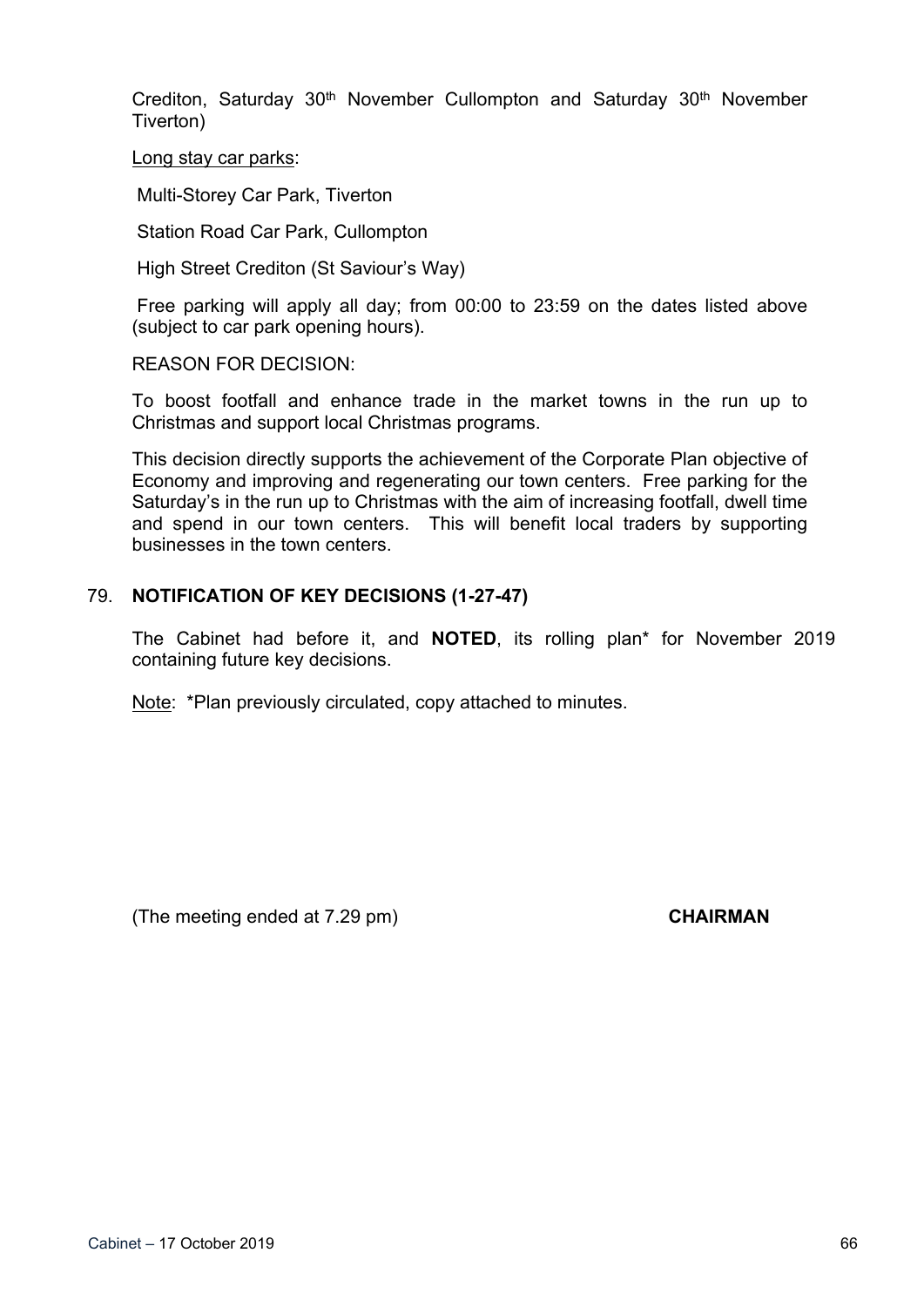Crediton, Saturday 30th November Cullompton and Saturday 30th November Tiverton)

Long stay car parks:

Multi-Storey Car Park, Tiverton

Station Road Car Park, Cullompton

High Street Crediton (St Saviour's Way)

Free parking will apply all day; from 00:00 to 23:59 on the dates listed above (subject to car park opening hours).

REASON FOR DECISION:

To boost footfall and enhance trade in the market towns in the run up to Christmas and support local Christmas programs.

This decision directly supports the achievement of the Corporate Plan objective of Economy and improving and regenerating our town centers. Free parking for the Saturday's in the run up to Christmas with the aim of increasing footfall, dwell time and spend in our town centers. This will benefit local traders by supporting businesses in the town centers.

## 79. NOTIFICATION OF KEY DECISIONS (1-27-47)

The Cabinet had before it, and **NOTED**, its rolling plan* for November 2019 containing future key decisions.

Note: *Plan previously circulated, copy attached to minutes.

(The meeting ended at 7.29 pm) **CHAIRMAN**